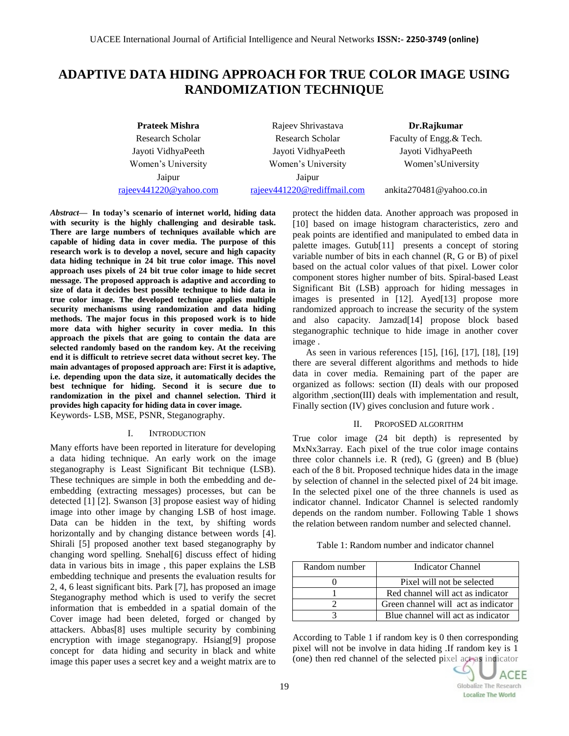# ADAPTIVE DATA HIDING APPROACH FOR TRUE COLOR IMAGE USING RANDOMIZATION TECHNIQUE

| **Prateek Mishra** | Rajeev Shrivastava | **Dr.Rajkumar** |
|---|---|---|
| Research Scholar | Research Scholar | Faculty of Engg.& Tech. |
| Jayoti VidhyaPeeth | Jayoti VidhyaPeeth | Jayoti VidhyaPeeth |
| Women's University | Women's University | Women'sUniversity |
| Jaipur | Jaipur | |
| rajeev441220@yahoo.com | rajeev441220@rediffmail.com | ankita270481@yahoo.co.in |

***Abstract*— In today's scenario of internet world, hiding data with security is the highly challenging and desirable task. There are large numbers of techniques available which are capable of hiding data in cover media. The purpose of this research work is to develop a novel, secure and high capacity data hiding technique in 24 bit true color image. This novel approach uses pixels of 24 bit true color image to hide secret message. The proposed approach is adaptive and according to size of data it decides best possible technique to hide data in true color image. The developed technique applies multiple security mechanisms using randomization and data hiding methods. The major focus in this proposed work is to hide more data with higher security in cover media. In this approach the pixels that are going to contain the data are selected randomly based on the random key. At the receiving end it is difficult to retrieve secret data without secret key. The main advantages of proposed approach are: First it is adaptive, i.e. depending upon the data size, it automatically decides the best technique for hiding. Second it is secure due to randomization in the pixel and channel selection. Third it provides high capacity for hiding data in cover image.**

Keywords- LSB, MSE, PSNR, Steganography.

## I. INTRODUCTION

Many efforts have been reported in literature for developing a data hiding technique. An early work on the image steganography is Least Significant Bit technique (LSB). These techniques are simple in both the embedding and de-embedding (extracting messages) processes, but can be detected [1] [2]. Swanson [3] propose easiest way of hiding image into other image by changing LSB of host image. Data can be hidden in the text, by shifting words horizontally and by changing distance between words [4]. Shirali [5] proposed another text based steganography by changing word spelling. Snehal[6] discuss effect of hiding data in various bits in image , this paper explains the LSB embedding technique and presents the evaluation results for 2, 4, 6 least significant bits. Park [7], has proposed an image Steganography method which is used to verify the secret information that is embedded in a spatial domain of the Cover image had been deleted, forged or changed by attackers. Abbas[8] uses multiple security by combining encryption with image steganograpy. Hsiang[9] propose concept for data hiding and security in black and white image this paper uses a secret key and a weight matrix are to protect the hidden data. Another approach was proposed in [10] based on image histogram characteristics, zero and peak points are identified and manipulated to embed data in palette images. Gutub[11] presents a concept of storing variable number of bits in each channel (R, G or B) of pixel based on the actual color values of that pixel. Lower color component stores higher number of bits. Spiral-based Least Significant Bit (LSB) approach for hiding messages in images is presented in [12]. Ayed[13] propose more randomized approach to increase the security of the system and also capacity. Jamzad[14] propose block based steganographic technique to hide image in another cover image .

As seen in various references [15], [16], [17], [18], [19] there are several different algorithms and methods to hide data in cover media. Remaining part of the paper are organized as follows: section (II) deals with our proposed algorithm ,section(III) deals with implementation and result, Finally section (IV) gives conclusion and future work .

## II. PROPOSED ALGORITHM

True color image (24 bit depth) is represented by MxNx3array. Each pixel of the true color image contains three color channels i.e. R (red), G (green) and B (blue) each of the 8 bit. Proposed technique hides data in the image by selection of channel in the selected pixel of 24 bit image. In the selected pixel one of the three channels is used as indicator channel. Indicator Channel is selected randomly depends on the random number. Following Table 1 shows the relation between random number and selected channel.

Table 1: Random number and indicator channel

| Random number | Indicator Channel |
|---|---|
| 0 | Pixel will not be selected |
| 1 | Red channel will act as indicator |
| 2 | Green channel will act as indicator |
| 3 | Blue channel will act as indicator |

According to Table 1 if random key is 0 then corresponding pixel will not be involve in data hiding .If random key is 1 (one) then red channel of the selected pixel act as indicator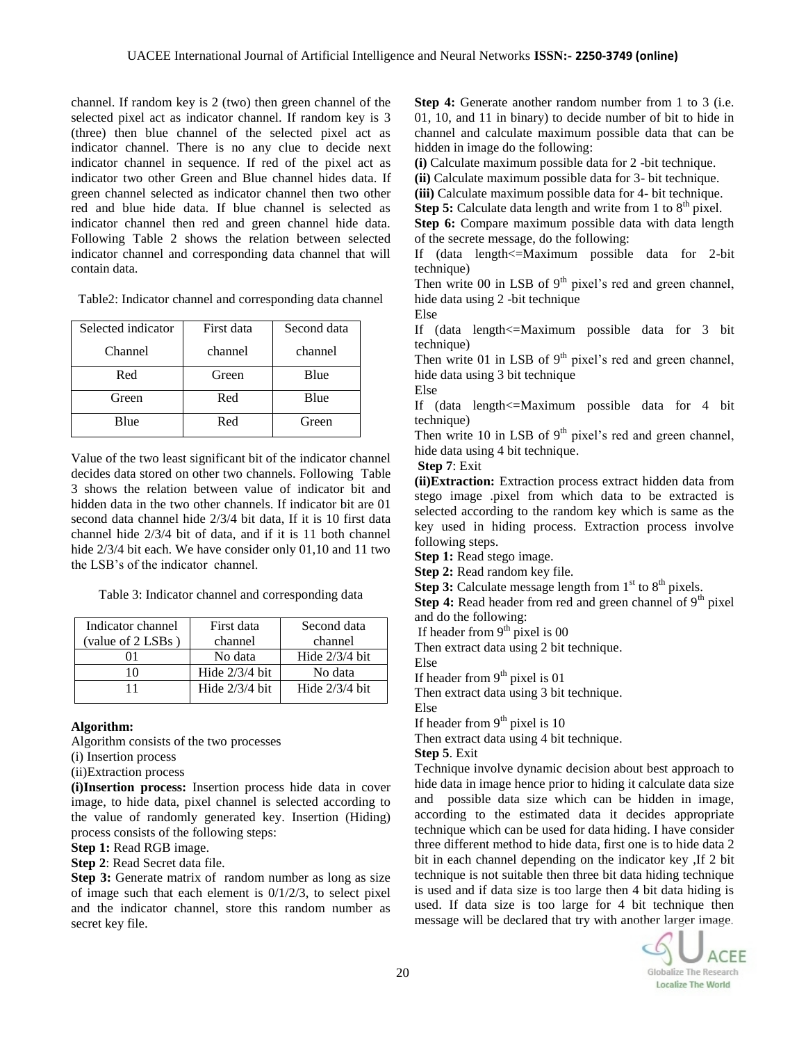channel. If random key is 2 (two) then green channel of the selected pixel act as indicator channel. If random key is 3 (three) then blue channel of the selected pixel act as indicator channel. There is no any clue to decide next indicator channel in sequence. If red of the pixel act as indicator two other Green and Blue channel hides data. If green channel selected as indicator channel then two other red and blue hide data. If blue channel is selected as indicator channel then red and green channel hide data. Following Table 2 shows the relation between selected indicator channel and corresponding data channel that will contain data.

Table2: Indicator channel and corresponding data channel

| Selected indicator Channel | First data channel | Second data channel |
|---|---|---|
| Red | Green | Blue |
| Green | Red | Blue |
| Blue | Red | Green |

Value of the two least significant bit of the indicator channel decides data stored on other two channels. Following Table 3 shows the relation between value of indicator bit and hidden data in the two other channels. If indicator bit are 01 second data channel hide 2/3/4 bit data, If it is 10 first data channel hide 2/3/4 bit of data, and if it is 11 both channel hide 2/3/4 bit each. We have consider only 01,10 and 11 two the LSB's of the indicator channel.

Table 3: Indicator channel and corresponding data

| Indicator channel (value of 2 LSBs ) | First data channel | Second data channel |
|---|---|---|
| 01 | No data | Hide 2/3/4 bit |
| 10 | Hide 2/3/4 bit | No data |
| 11 | Hide 2/3/4 bit | Hide 2/3/4 bit |

**Algorithm:**

Algorithm consists of the two processes

(i) Insertion process

(ii)Extraction process

**(i)Insertion process:** Insertion process hide data in cover image, to hide data, pixel channel is selected according to the value of randomly generated key. Insertion (Hiding) process consists of the following steps:

**Step 1:** Read RGB image.

**Step 2**: Read Secret data file.

**Step 3:** Generate matrix of random number as long as size of image such that each element is 0/1/2/3, to select pixel and the indicator channel, store this random number as secret key file.

**Step 4:** Generate another random number from 1 to 3 (i.e. 01, 10, and 11 in binary) to decide number of bit to hide in channel and calculate maximum possible data that can be hidden in image do the following:

**(i)** Calculate maximum possible data for 2 -bit technique.

**(ii)** Calculate maximum possible data for 3- bit technique.

**(iii)** Calculate maximum possible data for 4- bit technique.

**Step 5:** Calculate data length and write from 1 to 8th pixel.

**Step 6:** Compare maximum possible data with data length of the secrete message, do the following:

If (data length<=Maximum possible data for 2-bit technique)

Then write 00 in LSB of 9th pixel's red and green channel, hide data using 2 -bit technique

Else

If (data length<=Maximum possible data for 3 bit technique)

Then write 01 in LSB of 9th pixel's red and green channel, hide data using 3 bit technique

Else

If (data length<=Maximum possible data for 4 bit technique)

Then write 10 in LSB of 9th pixel's red and green channel, hide data using 4 bit technique.

**Step 7**: Exit

**(ii)Extraction:** Extraction process extract hidden data from stego image .pixel from which data to be extracted is selected according to the random key which is same as the key used in hiding process. Extraction process involve following steps.

**Step 1:** Read stego image.

**Step 2:** Read random key file.

**Step 3:** Calculate message length from 1st to 8th pixels.

**Step 4:** Read header from red and green channel of 9th pixel and do the following:

If header from 9th pixel is 00

Then extract data using 2 bit technique.

Else

If header from 9th pixel is 01

Then extract data using 3 bit technique.

Else

If header from 9th pixel is 10

Then extract data using 4 bit technique.

**Step 5**. Exit

Technique involve dynamic decision about best approach to hide data in image hence prior to hiding it calculate data size and possible data size which can be hidden in image, according to the estimated data it decides appropriate technique which can be used for data hiding. I have consider three different method to hide data, first one is to hide data 2 bit in each channel depending on the indicator key ,If 2 bit technique is not suitable then three bit data hiding technique is used and if data size is too large then 4 bit data hiding is used. If data size is too large for 4 bit technique then message will be declared that try with another larger image.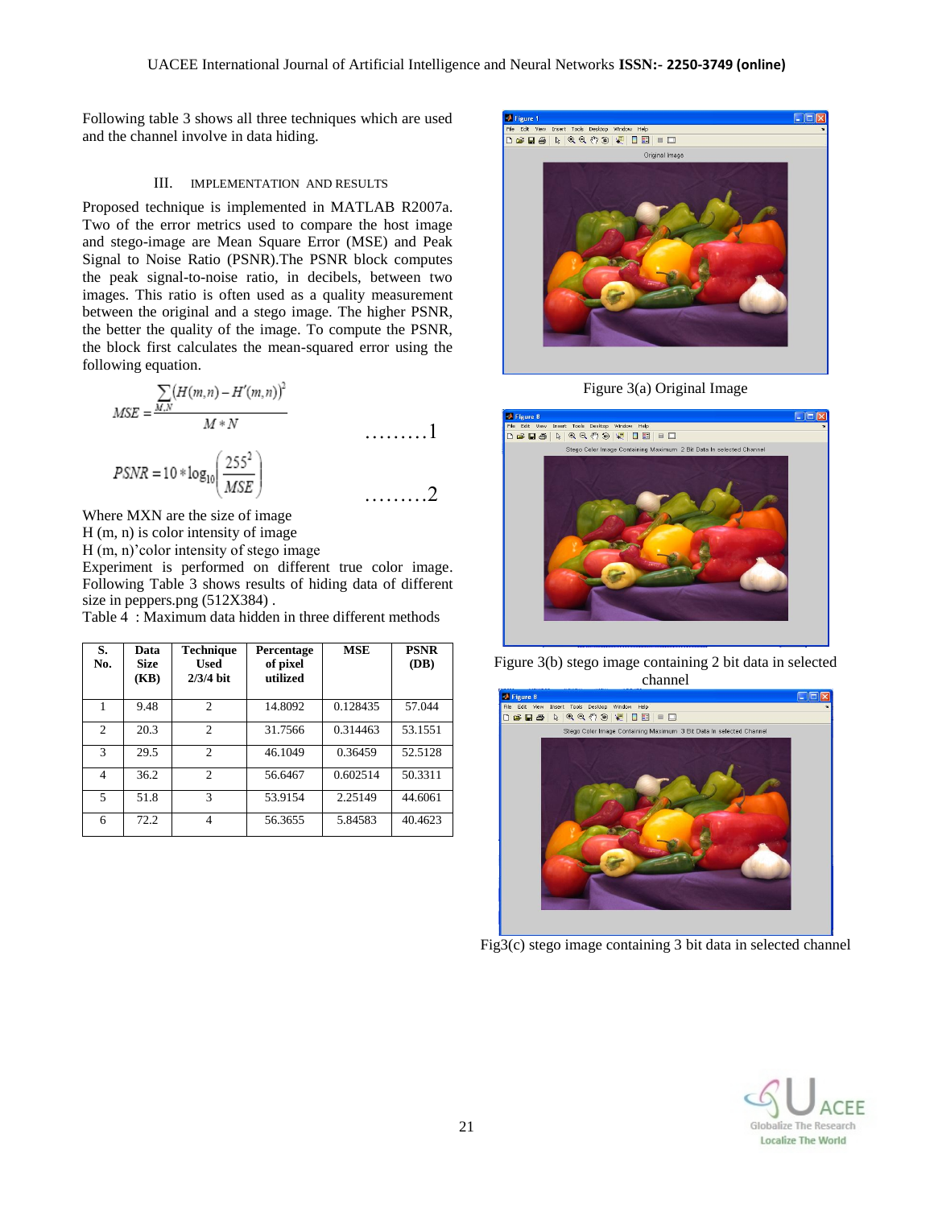Following table 3 shows all three techniques which are used and the channel involve in data hiding.

## III. IMPLEMENTATION AND RESULTS

Proposed technique is implemented in MATLAB R2007a. Two of the error metrics used to compare the host image and stego-image are Mean Square Error (MSE) and Peak Signal to Noise Ratio (PSNR).The PSNR block computes the peak signal-to-noise ratio, in decibels, between two images. This ratio is often used as a quality measurement between the original and a stego image. The higher PSNR, the better the quality of the image. To compute the PSNR, the block first calculates the mean-squared error using the following equation.

$$MSE = \frac{\sum_{M,N}(H(m,n) - H'(m,n))^2}{M * N} \quad .........1$$

$$PSNR = 10 * \log_{10}\left(\frac{255^2}{MSE}\right) \quad .........2$$

Where MXN are the size of image
H (m, n) is color intensity of image
H (m, n)'color intensity of stego image
Experiment is performed on different true color image. Following Table 3 shows results of hiding data of different size in peppers.png (512X384) .
Table 4 : Maximum data hidden in three different methods

| S. No. | Data Size (KB) | Technique Used 2/3/4 bit | Percentage of pixel utilized | MSE | PSNR (DB) |
|---|---|---|---|---|---|
| 1 | 9.48 | 2 | 14.8092 | 0.128435 | 57.044 |
| 2 | 20.3 | 2 | 31.7566 | 0.314463 | 53.1551 |
| 3 | 29.5 | 2 | 46.1049 | 0.36459 | 52.5128 |
| 4 | 36.2 | 2 | 56.6467 | 0.602514 | 50.3311 |
| 5 | 51.8 | 3 | 53.9154 | 2.25149 | 44.6061 |
| 6 | 72.2 | 4 | 56.3655 | 5.84583 | 40.4623 |

Figure 3(a) Original Image

Figure 3(b) stego image containing 2 bit data in selected channel

Fig3(c) stego image containing 3 bit data in selected channel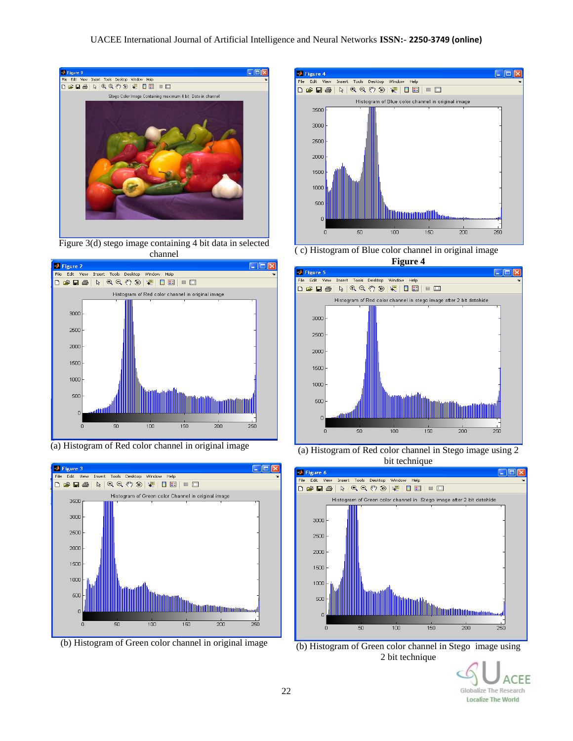Figure 3(d) stego image containing 4 bit data in selected channel

(a) Histogram of Red color channel in original image

(b) Histogram of Green color channel in original image

( c) Histogram of Blue color channel in original image

**Figure 4**

(a) Histogram of Red color channel in Stego image using 2 bit technique

(b) Histogram of Green color channel in Stego image using 2 bit technique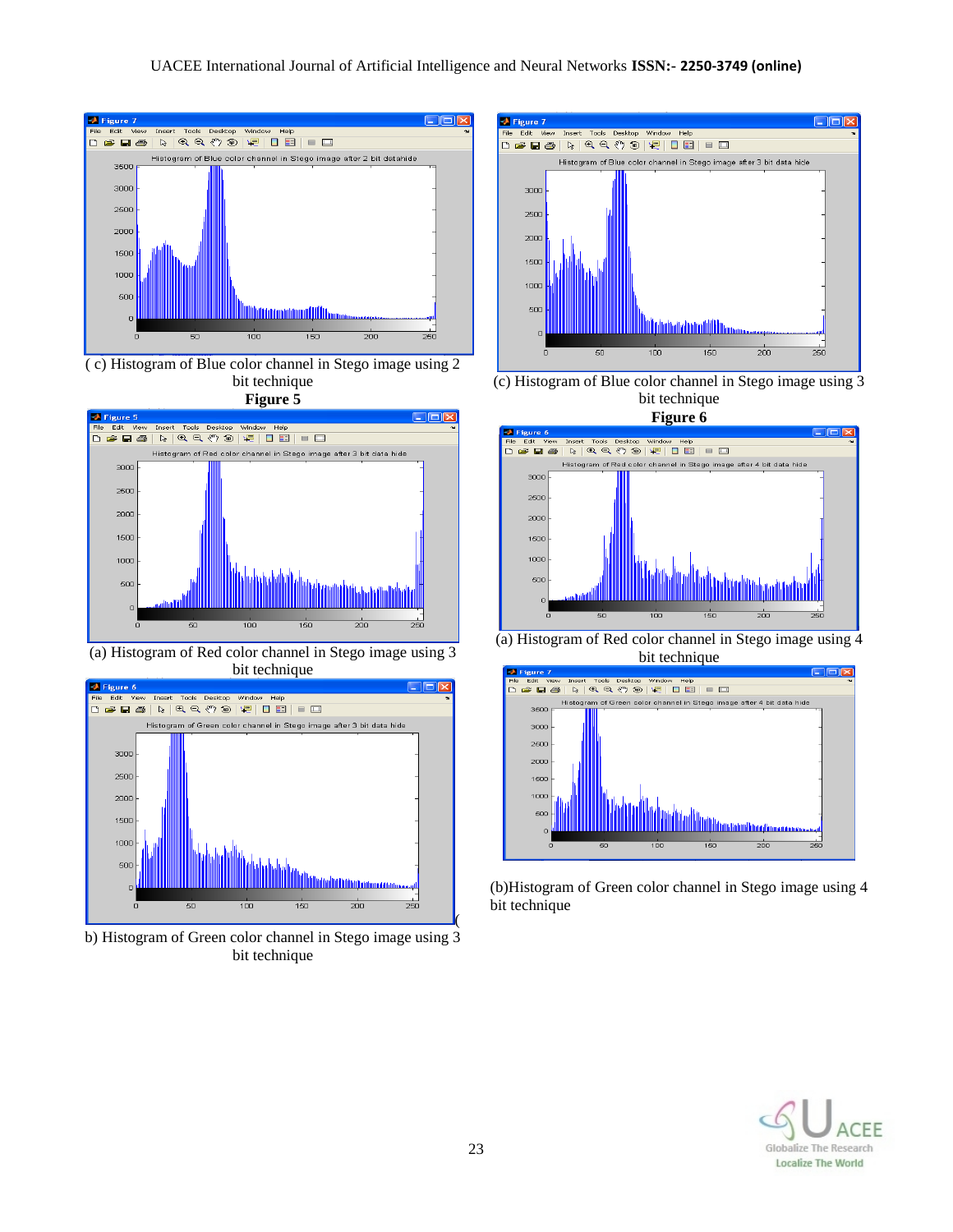( c) Histogram of Blue color channel in Stego image using 2 bit technique

**Figure 5**

(a) Histogram of Red color channel in Stego image using 3 bit technique

b) Histogram of Green color channel in Stego image using 3 bit technique

(c) Histogram of Blue color channel in Stego image using 3 bit technique

**Figure 6**

(a) Histogram of Red color channel in Stego image using 4 bit technique

(b)Histogram of Green color channel in Stego image using 4 bit technique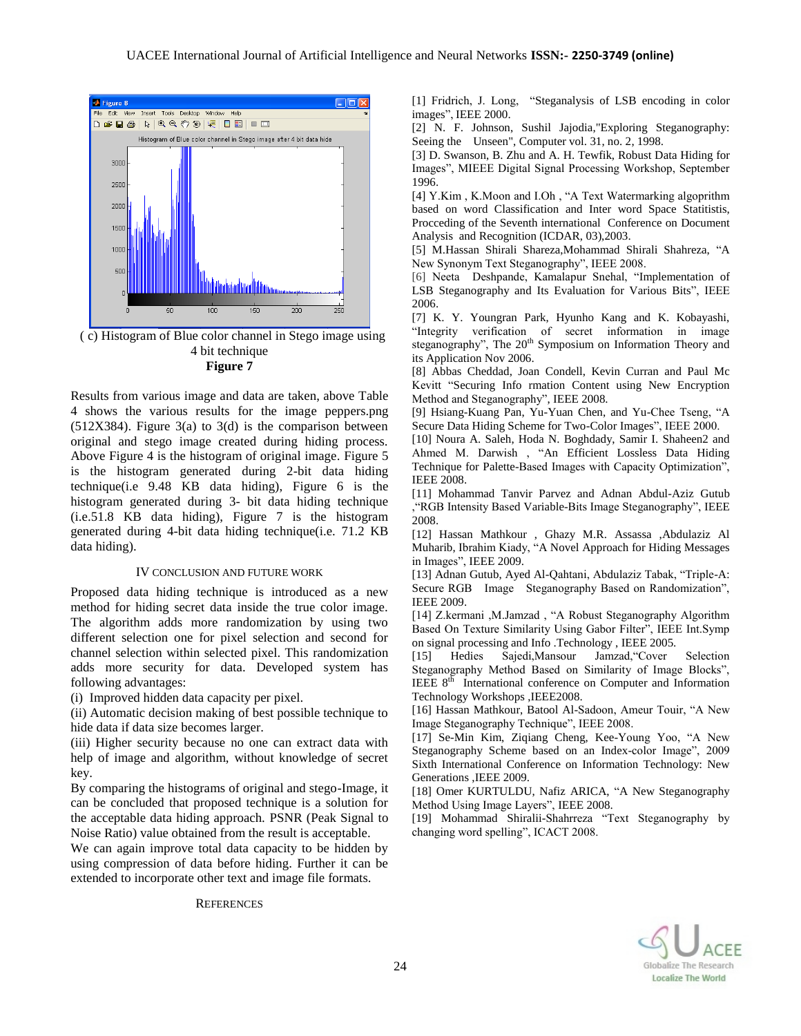Figure 8

File Edit View Insert Tools Desktop Window Help

Histogram of Blue color channel in Stego image after 4 bit data hide

3000
2500
2000
1500
1000
500
0

0 50 100 150 200 250

( c) Histogram of Blue color channel in Stego image using 4 bit technique

**Figure 7**

Results from various image and data are taken, above Table 4 shows the various results for the image peppers.png (512X384). Figure 3(a) to 3(d) is the comparison between original and stego image created during hiding process. Above Figure 4 is the histogram of original image. Figure 5 is the histogram generated during 2-bit data hiding technique(i.e 9.48 KB data hiding), Figure 6 is the histogram generated during 3- bit data hiding technique (i.e.51.8 KB data hiding), Figure 7 is the histogram generated during 4-bit data hiding technique(i.e. 71.2 KB data hiding).

## IV CONCLUSION AND FUTURE WORK

Proposed data hiding technique is introduced as a new method for hiding secret data inside the true color image. The algorithm adds more randomization by using two different selection one for pixel selection and second for channel selection within selected pixel. This randomization adds more security for data. Developed system has following advantages:

(i) Improved hidden data capacity per pixel.

(ii) Automatic decision making of best possible technique to hide data if data size becomes larger.

(iii) Higher security because no one can extract data with help of image and algorithm, without knowledge of secret key.

By comparing the histograms of original and stego-Image, it can be concluded that proposed technique is a solution for the acceptable data hiding approach. PSNR (Peak Signal to Noise Ratio) value obtained from the result is acceptable.

We can again improve total data capacity to be hidden by using compression of data before hiding. Further it can be extended to incorporate other text and image file formats.

## REFERENCES

[1] Fridrich, J. Long, "Steganalysis of LSB encoding in color images", IEEE 2000.

[2] N. F. Johnson, Sushil Jajodia,"Exploring Steganography: Seeing the Unseen", Computer vol. 31, no. 2, 1998.

[3] D. Swanson, B. Zhu and A. H. Tewfik, Robust Data Hiding for Images", MIEEE Digital Signal Processing Workshop, September 1996.

[4] Y.Kim , K.Moon and I.Oh , "A Text Watermarking algoprithm based on word Classification and Inter word Space Statitistis, Procceding of the Seventh international Conference on Document Analysis and Recognition (ICDAR, 03),2003.

[5] M.Hassan Shirali Shareza,Mohammad Shirali Shahreza, "A New Synonym Text Steganography", IEEE 2008.

[6] Neeta Deshpande, Kamalapur Snehal, "Implementation of LSB Steganography and Its Evaluation for Various Bits", IEEE 2006.

[7] K. Y. Youngran Park, Hyunho Kang and K. Kobayashi, "Integrity verification of secret information in image steganography", The 20th Symposium on Information Theory and its Application Nov 2006.

[8] Abbas Cheddad, Joan Condell, Kevin Curran and Paul Mc Kevitt "Securing Info rmation Content using New Encryption Method and Steganography", IEEE 2008.

[9] Hsiang-Kuang Pan, Yu-Yuan Chen, and Yu-Chee Tseng, "A Secure Data Hiding Scheme for Two-Color Images", IEEE 2000.

[10] Noura A. Saleh, Hoda N. Boghdady, Samir I. Shaheen2 and Ahmed M. Darwish , "An Efficient Lossless Data Hiding Technique for Palette-Based Images with Capacity Optimization", IEEE 2008.

[11] Mohammad Tanvir Parvez and Adnan Abdul-Aziz Gutub ,"RGB Intensity Based Variable-Bits Image Steganography", IEEE 2008.

[12] Hassan Mathkour , Ghazy M.R. Assassa ,Abdulaziz Al Muharib, Ibrahim Kiady, "A Novel Approach for Hiding Messages in Images", IEEE 2009.

[13] Adnan Gutub, Ayed Al-Qahtani, Abdulaziz Tabak, "Triple-A: Secure RGB Image Steganography Based on Randomization", IEEE 2009.

[14] Z.kermani ,M.Jamzad , "A Robust Steganography Algorithm Based On Texture Similarity Using Gabor Filter", IEEE Int.Symp on signal processing and Info .Technology , IEEE 2005.

[15] Hedies Sajedi,Mansour Jamzad,"Cover Selection Steganography Method Based on Similarity of Image Blocks", IEEE 8th International conference on Computer and Information Technology Workshops ,IEEE2008.

[16] Hassan Mathkour, Batool Al-Sadoon, Ameur Touir, "A New Image Steganography Technique", IEEE 2008.

[17] Se-Min Kim, Ziqiang Cheng, Kee-Young Yoo, "A New Steganography Scheme based on an Index-color Image", 2009 Sixth International Conference on Information Technology: New Generations ,IEEE 2009.

[18] Omer KURTULDU, Nafiz ARICA, "A New Steganography Method Using Image Layers", IEEE 2008.

[19] Mohammad Shiralii-Shahrreza "Text Steganography by changing word spelling", ICACT 2008.